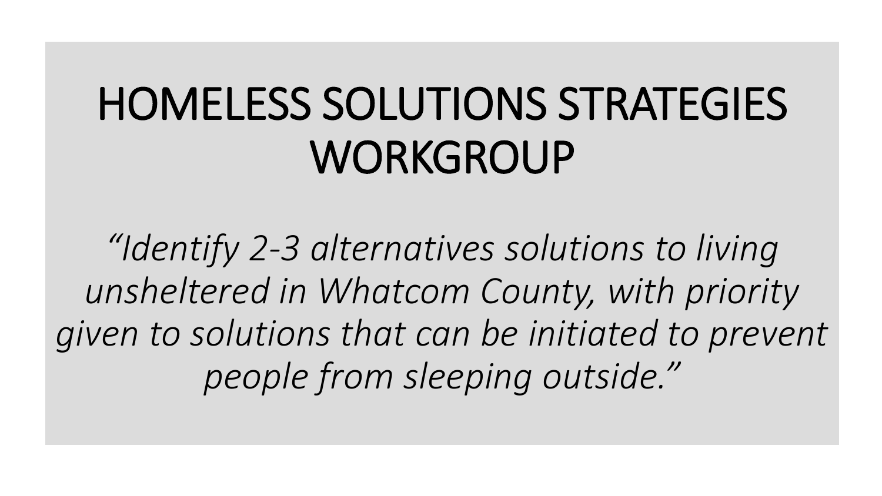# HOMELESS SOLUTIONS STRATEGIES WORKGROUP

*"Identify 2-3 alternatives solutions to living unsheltered in Whatcom County, with priority given to solutions that can be initiated to prevent people from sleeping outside."*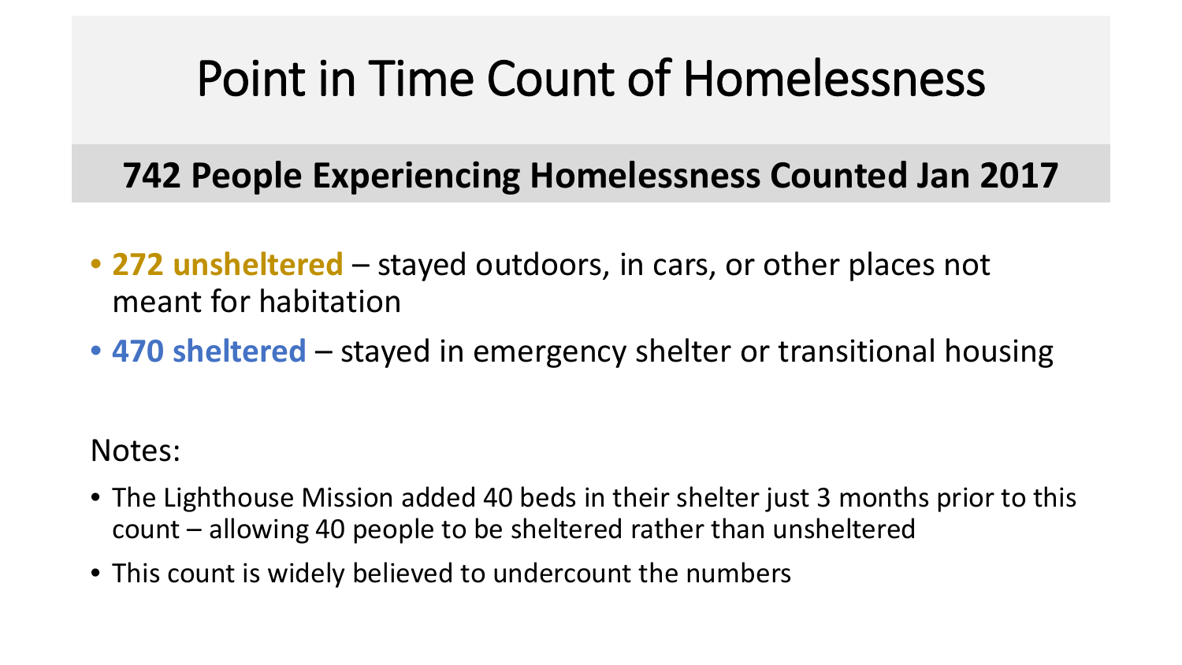# Point in Time Count of Homelessness

## 742 People Experiencing Homelessness Counted Jan 2017

- **272 unsheltered** – stayed outdoors, in cars, or other places not meant for habitation
- **470 sheltered** – stayed in emergency shelter or transitional housing

Notes:

- The Lighthouse Mission added 40 beds in their shelter just 3 months prior to this count – allowing 40 people to be sheltered rather than unsheltered
- This count is widely believed to undercount the numbers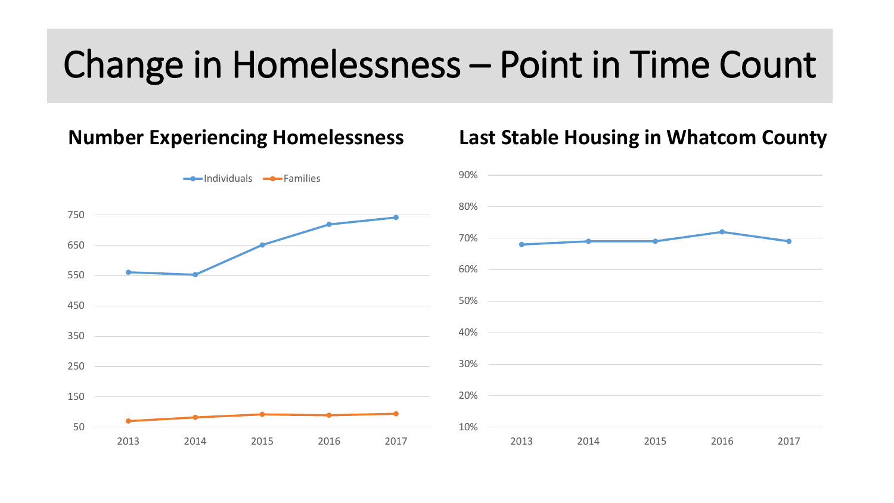# Change in Homelessness – Point in Time Count

## Number Experiencing Homelessness

Individuals — Families

750
650
550
450
350
250
150
50

2013 2014 2015 2016 2017

## Last Stable Housing in Whatcom County

90%
80%
70%
60%
50%
40%
30%
20%
10%

2013 2014 2015 2016 2017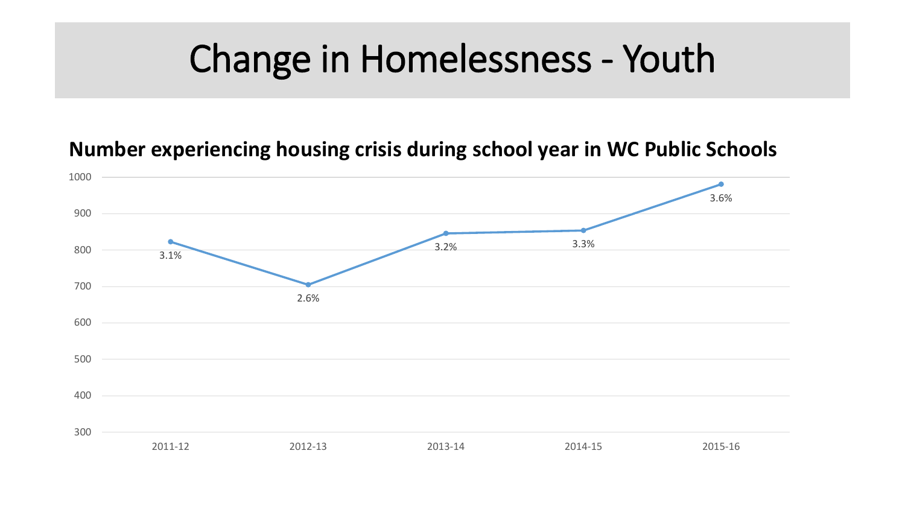# Change in Homelessness - Youth

**Number experiencing housing crisis during school year in WC Public Schools**

| School Year | Percent |
|---|---|
| 2011-12 | 3.1% |
| 2012-13 | 2.6% |
| 2013-14 | 3.2% |
| 2014-15 | 3.3% |
| 2015-16 | 3.6% |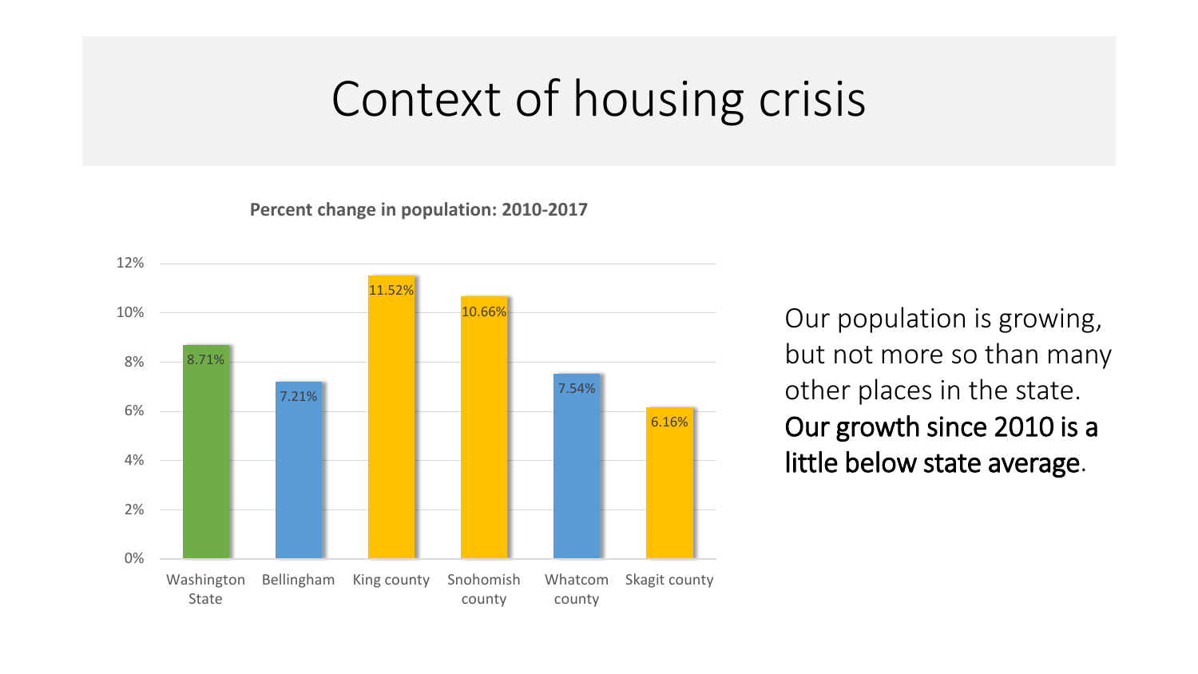# Context of housing crisis

**Percent change in population: 2010-2017**

| | Percent change |
|---|---|
| Washington State | 8.71% |
| Bellingham | 7.21% |
| King county | 11.52% |
| Snohomish county | 10.66% |
| Whatcom county | 7.54% |
| Skagit county | 6.16% |

Our population is growing, but not more so than many other places in the state. **Our growth since 2010 is a little below state average**.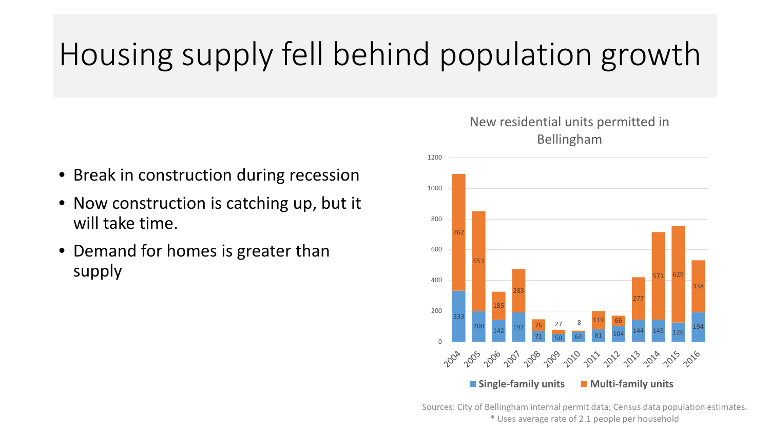# Housing supply fell behind population growth

- Break in construction during recession
- Now construction is catching up, but it will take time.
- Demand for homes is greater than supply

New residential units permitted in Bellingham

| Year | Single-family units | Multi-family units |
|---|---|---|
| 2004 | 333 | 762 |
| 2005 | 200 | 653 |
| 2006 | 142 | 185 |
| 2007 | 192 | 283 |
| 2008 | 71 | 76 |
| 2009 | 50 | 27 |
| 2010 | 64 | 8 |
| 2011 | 81 | 119 |
| 2012 | 104 | 66 |
| 2013 | 144 | 277 |
| 2014 | 145 | 571 |
| 2015 | 126 | 629 |
| 2016 | 194 | 338 |

Sources: City of Bellingham internal permit data; Census data population estimates.
* Uses average rate of 2.1 people per household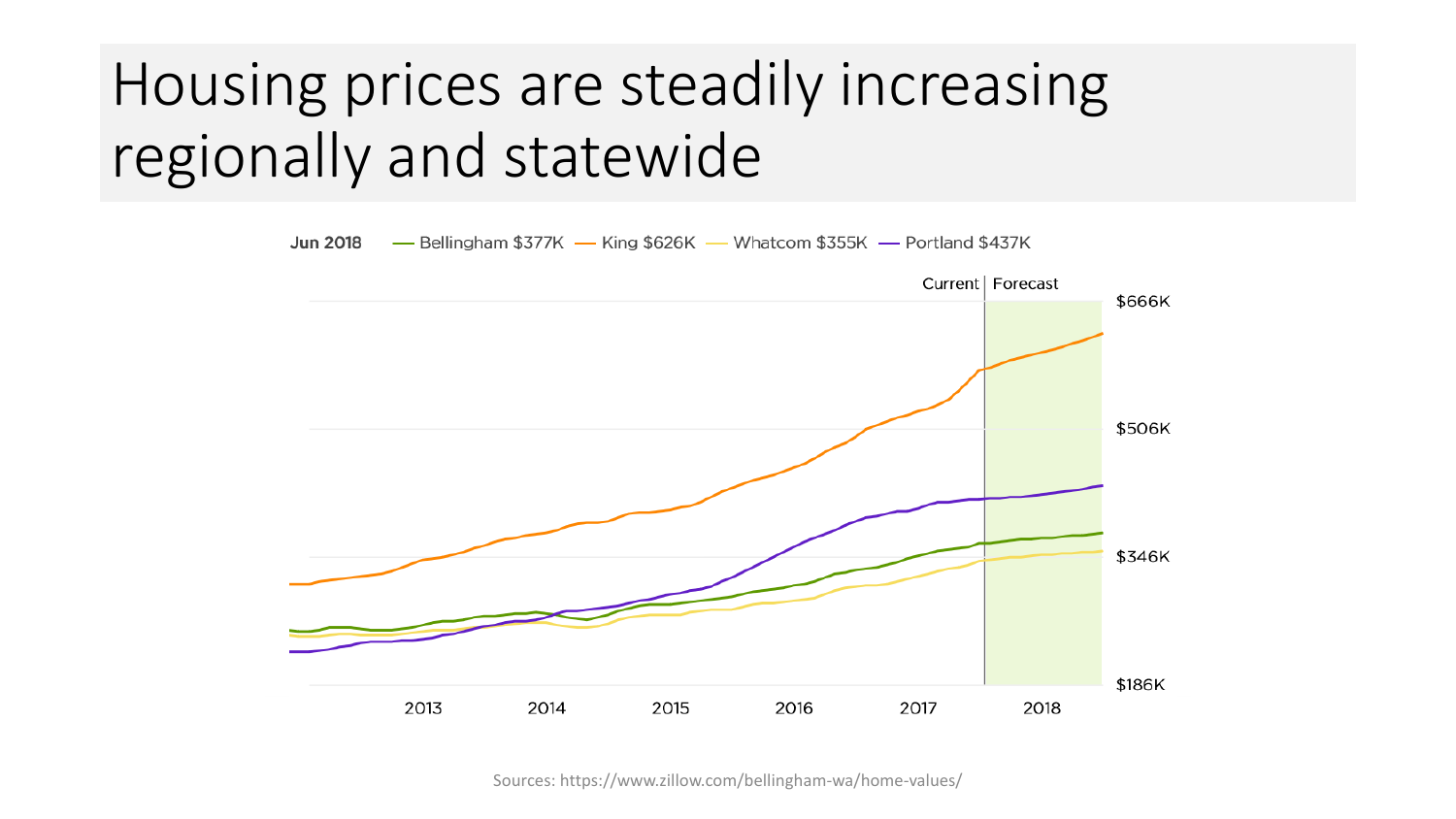# Housing prices are steadily increasing regionally and statewide

Jun 2018 — Bellingham $377K — King $626K — Whatcom $355K — Portland $437K

Current | Forecast

$666K

$506K

$346K

$186K

2013 2014 2015 2016 2017 2018

Sources: https://www.zillow.com/bellingham-wa/home-values/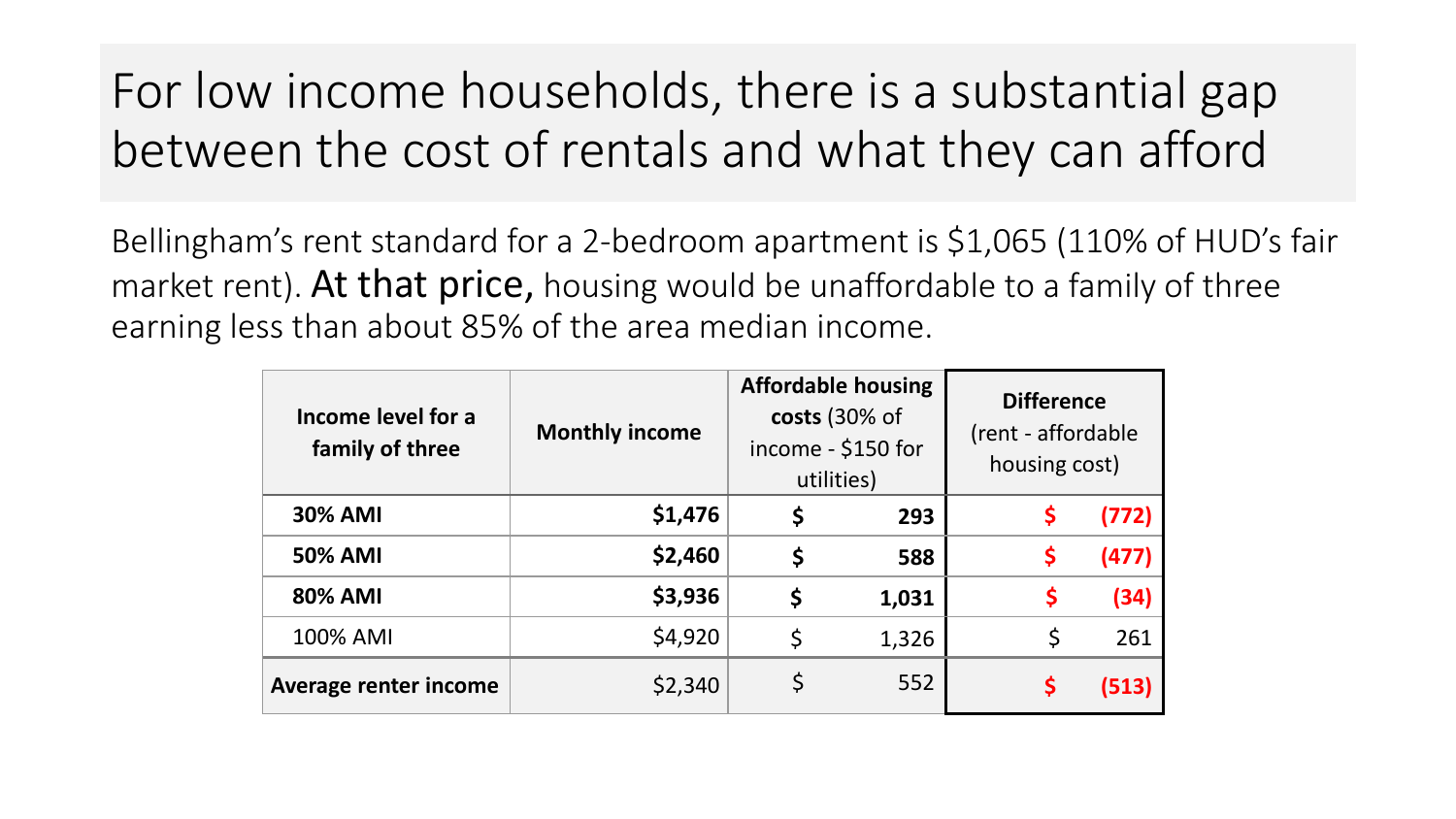# For low income households, there is a substantial gap between the cost of rentals and what they can afford

Bellingham's rent standard for a 2-bedroom apartment is $1,065 (110% of HUD's fair market rent). At that price, housing would be unaffordable to a family of three earning less than about 85% of the area median income.

| Income level for a family of three | Monthly income | Affordable housing costs (30% of income - $150 for utilities) | Difference (rent - affordable housing cost) |
|---|---|---|---|
| **30% AMI** | **$1,476** | **$ 293** | **$ (772)** |
| **50% AMI** | **$2,460** | **$ 588** | **$ (477)** |
| **80% AMI** | **$3,936** | **$ 1,031** | **$ (34)** |
| 100% AMI | $4,920 | $ 1,326 | $ 261 |
| **Average renter income** | $2,340 | $ 552 | **$ (513)** |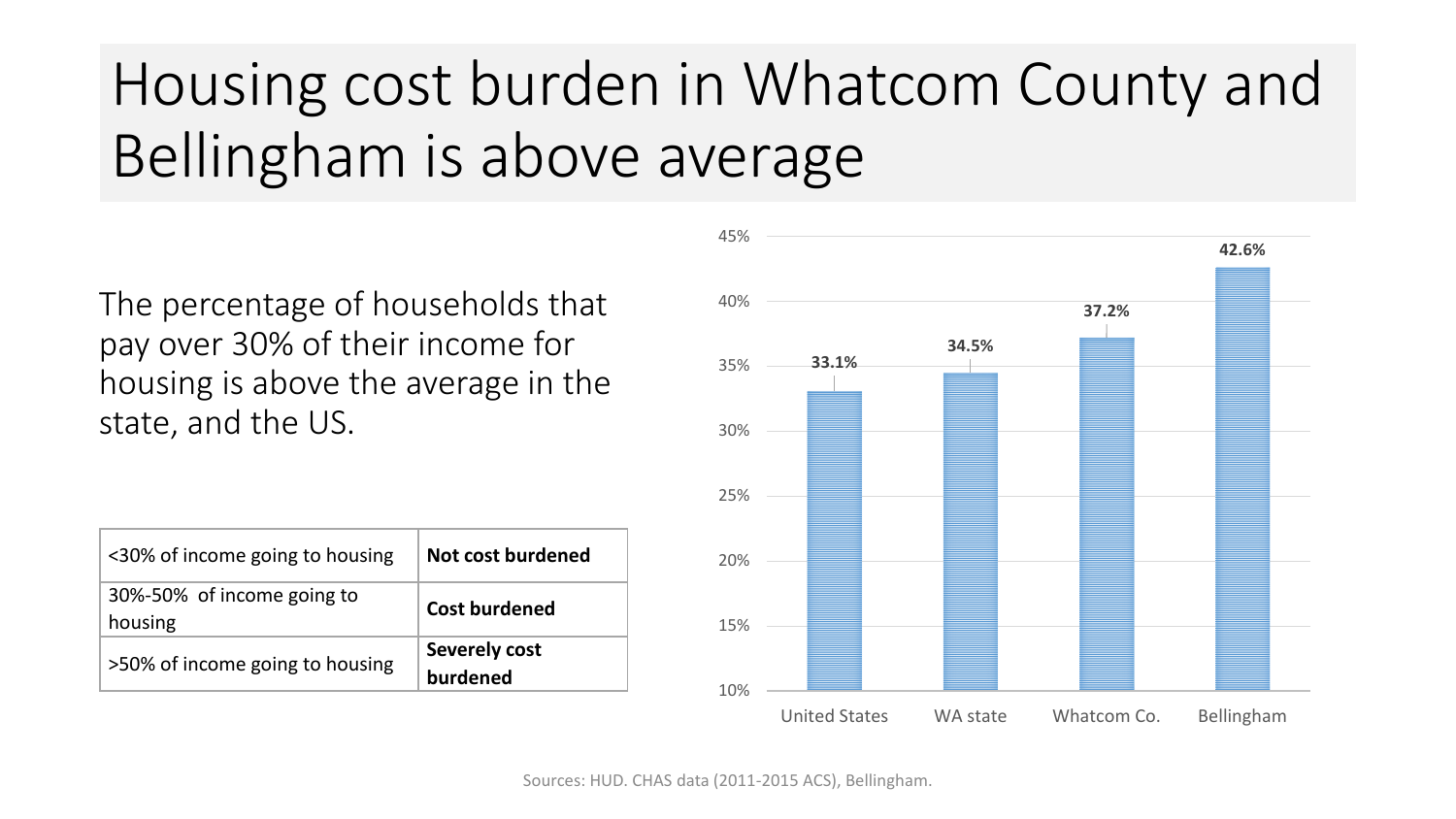# Housing cost burden in Whatcom County and Bellingham is above average

The percentage of households that pay over 30% of their income for housing is above the average in the state, and the US.

| <30% of income going to housing | **Not cost burdened** |
|---|---|
| 30%-50% of income going to housing | **Cost burdened** |
| >50% of income going to housing | **Severely cost burdened** |

| | Percentage |
|---|---|
| United States | 33.1% |
| WA state | 34.5% |
| Whatcom Co. | 37.2% |
| Bellingham | 42.6% |

Sources: HUD. CHAS data (2011-2015 ACS), Bellingham.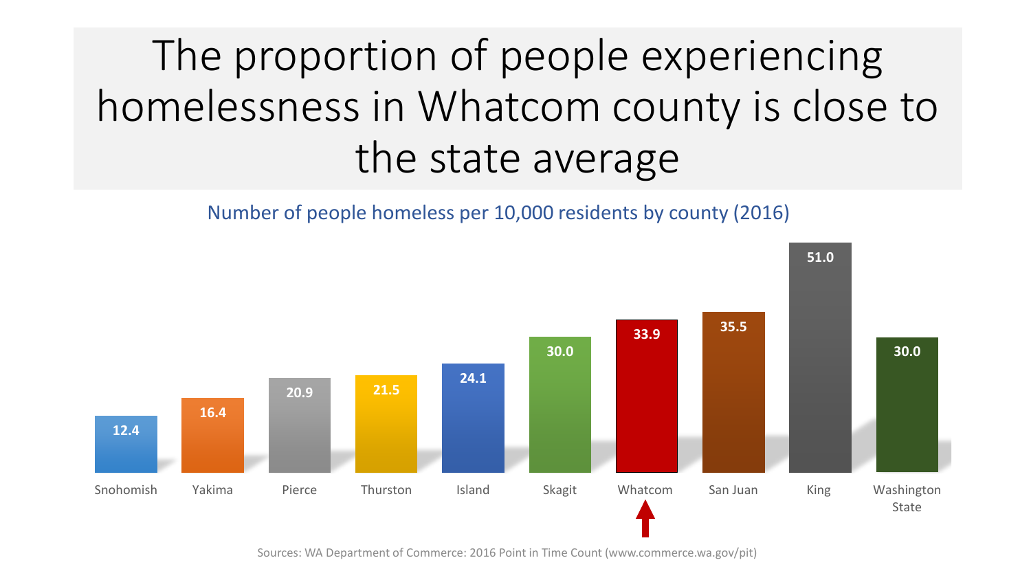# The proportion of people experiencing homelessness in Whatcom county is close to the state average

Number of people homeless per 10,000 residents by county (2016)

| County | Number of people homeless per 10,000 residents |
| --- | --- |
| Snohomish | 12.4 |
| Yakima | 16.4 |
| Pierce | 20.9 |
| Thurston | 21.5 |
| Island | 24.1 |
| Skagit | 30.0 |
| Whatcom | 33.9 |
| San Juan | 35.5 |
| King | 51.0 |
| Washington State | 30.0 |

Sources: WA Department of Commerce: 2016 Point in Time Count (www.commerce.wa.gov/pit)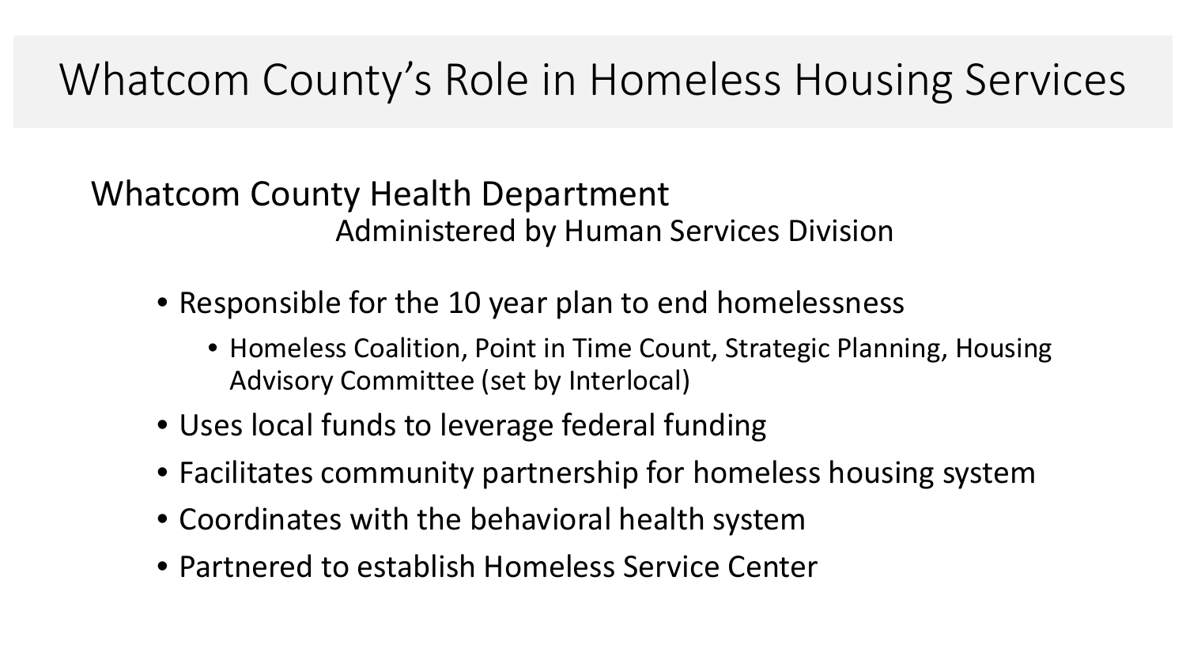# Whatcom County's Role in Homeless Housing Services

## Whatcom County Health Department

Administered by Human Services Division

- Responsible for the 10 year plan to end homelessness
  - Homeless Coalition, Point in Time Count, Strategic Planning, Housing Advisory Committee (set by Interlocal)
- Uses local funds to leverage federal funding
- Facilitates community partnership for homeless housing system
- Coordinates with the behavioral health system
- Partnered to establish Homeless Service Center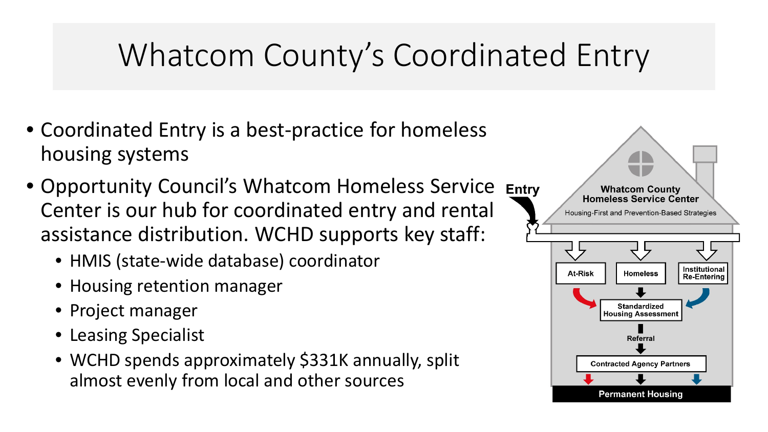# Whatcom County's Coordinated Entry

- Coordinated Entry is a best-practice for homeless housing systems
- Opportunity Council's Whatcom Homeless Service Center is our hub for coordinated entry and rental assistance distribution. WCHD supports key staff:
  - HMIS (state-wide database) coordinator
  - Housing retention manager
  - Project manager
  - Leasing Specialist
  - WCHD spends approximately $331K annually, split almost evenly from local and other sources

Entry

Whatcom County Homeless Service Center

Housing-First and Prevention-Based Strategies

At-Risk | Homeless | Institutional Re-Entering

Standardized Housing Assessment

Referral

Contracted Agency Partners

Permanent Housing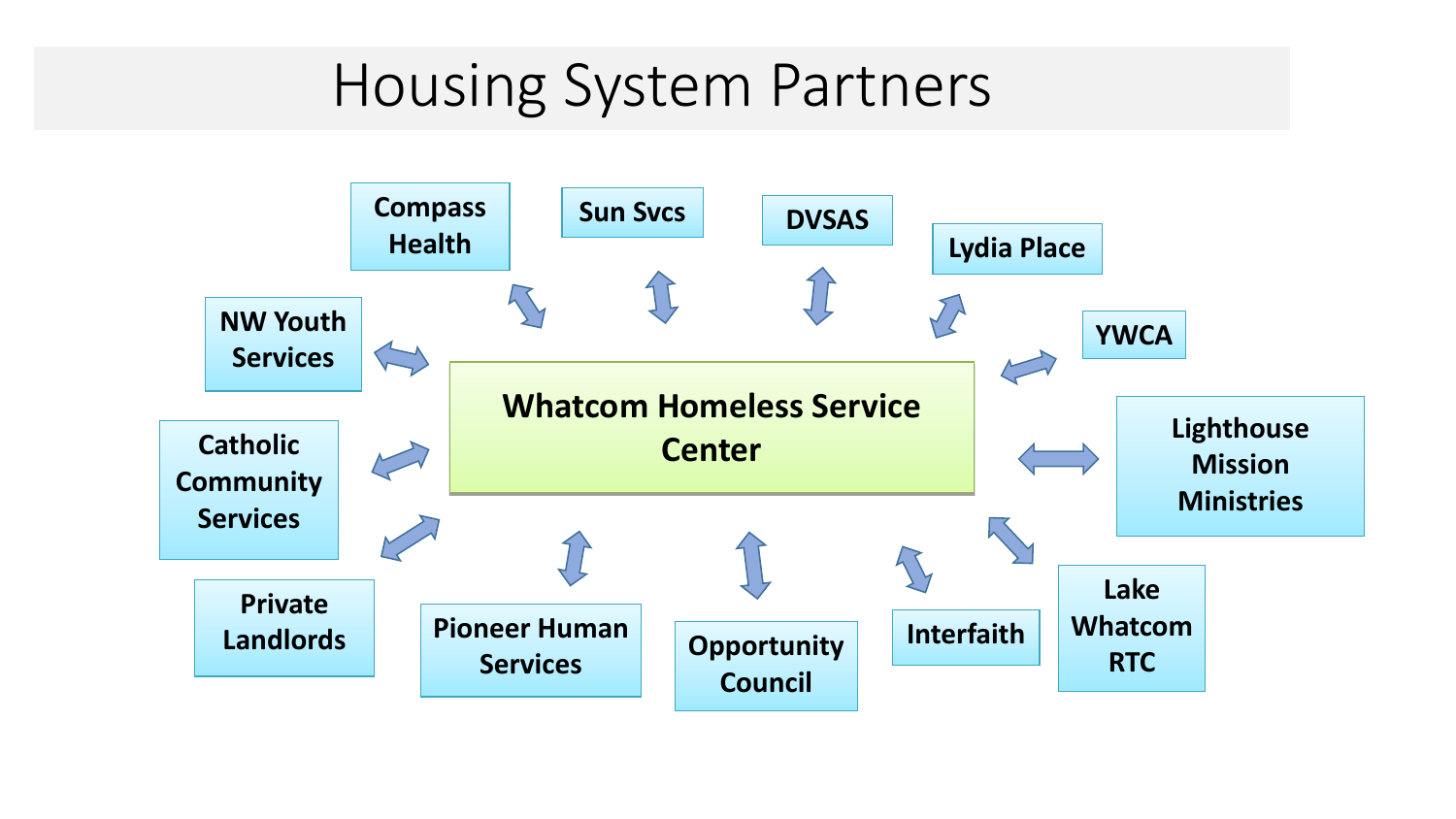# Housing System Partners

**Whatcom Homeless Service Center**

- Compass Health
- Sun Svcs
- DVSAS
- Lydia Place
- YWCA
- Lighthouse Mission Ministries
- Lake Whatcom RTC
- Interfaith
- Opportunity Council
- Pioneer Human Services
- Private Landlords
- Catholic Community Services
- NW Youth Services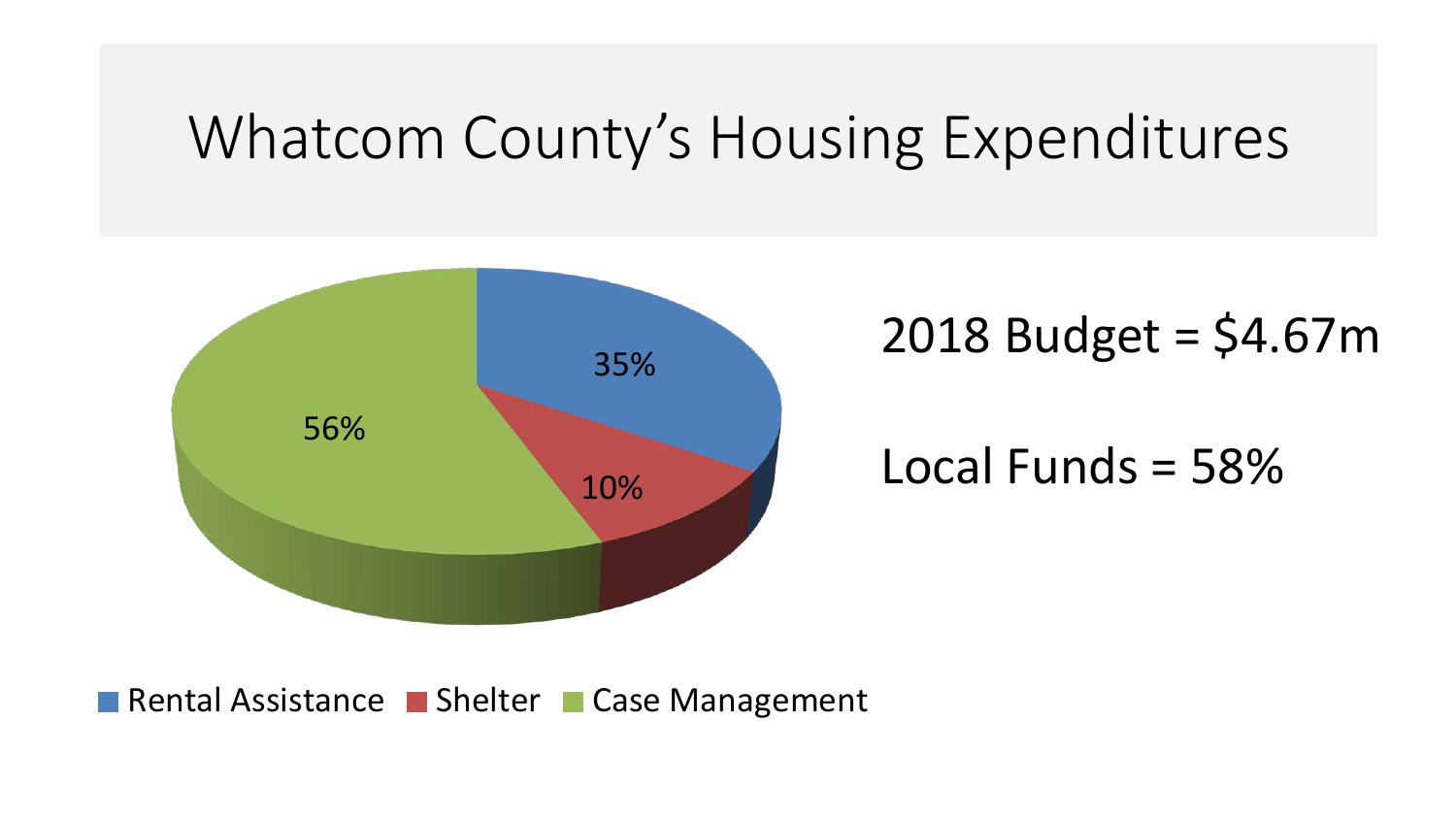# Whatcom County's Housing Expenditures

2018 Budget = $4.67m

Local Funds = 58%

| Category | Share |
| --- | --- |
| Rental Assistance | 35% |
| Shelter | 10% |
| Case Management | 56% |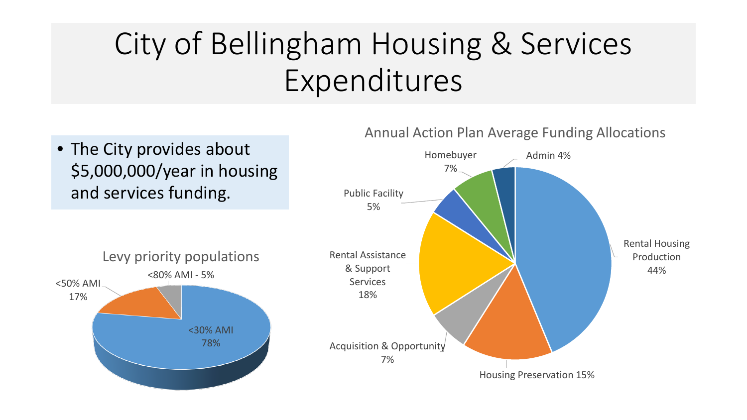# City of Bellingham Housing & Services Expenditures

- The City provides about $5,000,000/year in housing and services funding.

**Levy priority populations**

| Population | Share |
| --- | --- |
| <30% AMI | 78% |
| <50% AMI | 17% |
| <80% AMI | 5% |

**Annual Action Plan Average Funding Allocations**

| Category | Share |
| --- | --- |
| Rental Housing Production | 44% |
| Housing Preservation | 15% |
| Acquisition & Opportunity | 7% |
| Rental Assistance & Support Services | 18% |
| Public Facility | 5% |
| Homebuyer | 7% |
| Admin | 4% |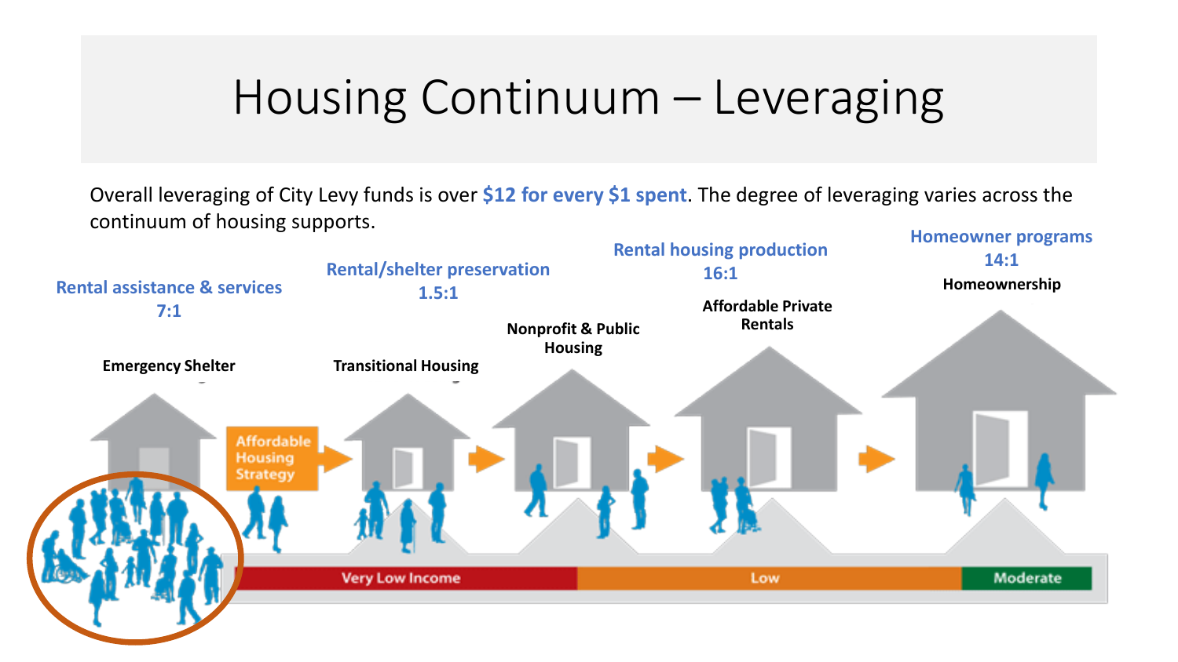# Housing Continuum – Leveraging

Overall leveraging of City Levy funds is over **$12 for every $1 spent**. The degree of leveraging varies across the continuum of housing supports.

**Rental assistance & services**
**7:1**

**Rental/shelter preservation**
**1.5:1**

**Rental housing production**
**16:1**

**Homeowner programs**
**14:1**

**Emergency Shelter**

Affordable Housing Strategy

**Transitional Housing**

**Nonprofit & Public Housing**

**Affordable Private Rentals**

**Homeownership**

Very Low Income | Low | Moderate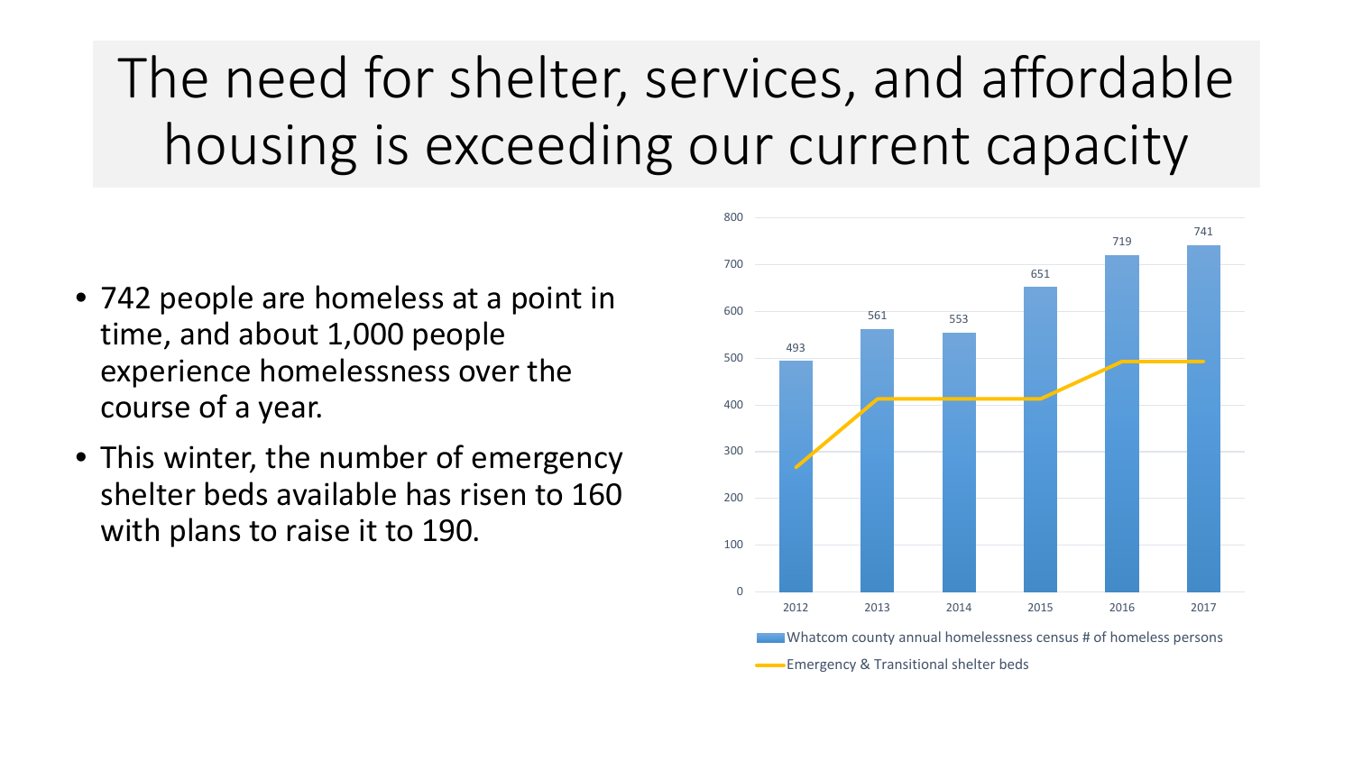# The need for shelter, services, and affordable housing is exceeding our current capacity

- 742 people are homeless at a point in time, and about 1,000 people experience homelessness over the course of a year.
- This winter, the number of emergency shelter beds available has risen to 160 with plans to raise it to 190.

| Year | Whatcom county annual homelessness census # of homeless persons |
|---|---|
| 2012 | 493 |
| 2013 | 561 |
| 2014 | 553 |
| 2015 | 651 |
| 2016 | 719 |
| 2017 | 741 |

Whatcom county annual homelessness census # of homeless persons

Emergency & Transitional shelter beds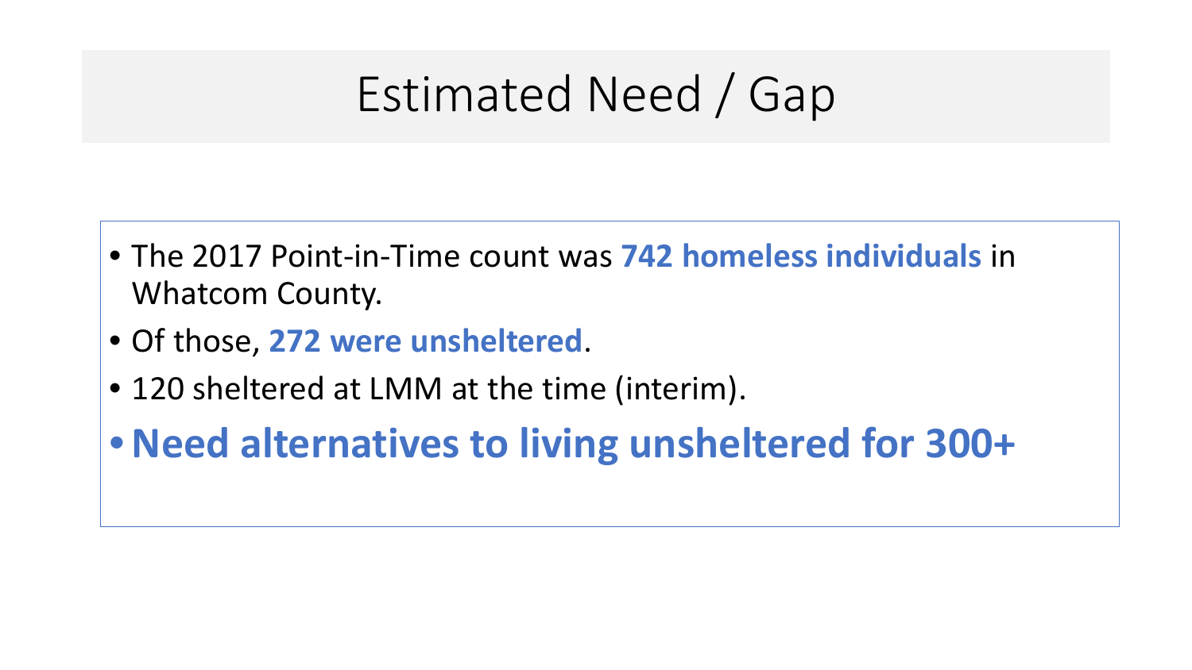# Estimated Need / Gap

- The 2017 Point-in-Time count was **742 homeless individuals** in Whatcom County.
- Of those, **272 were unsheltered**.
- 120 sheltered at LMM at the time (interim).
- **Need alternatives to living unsheltered for 300+**